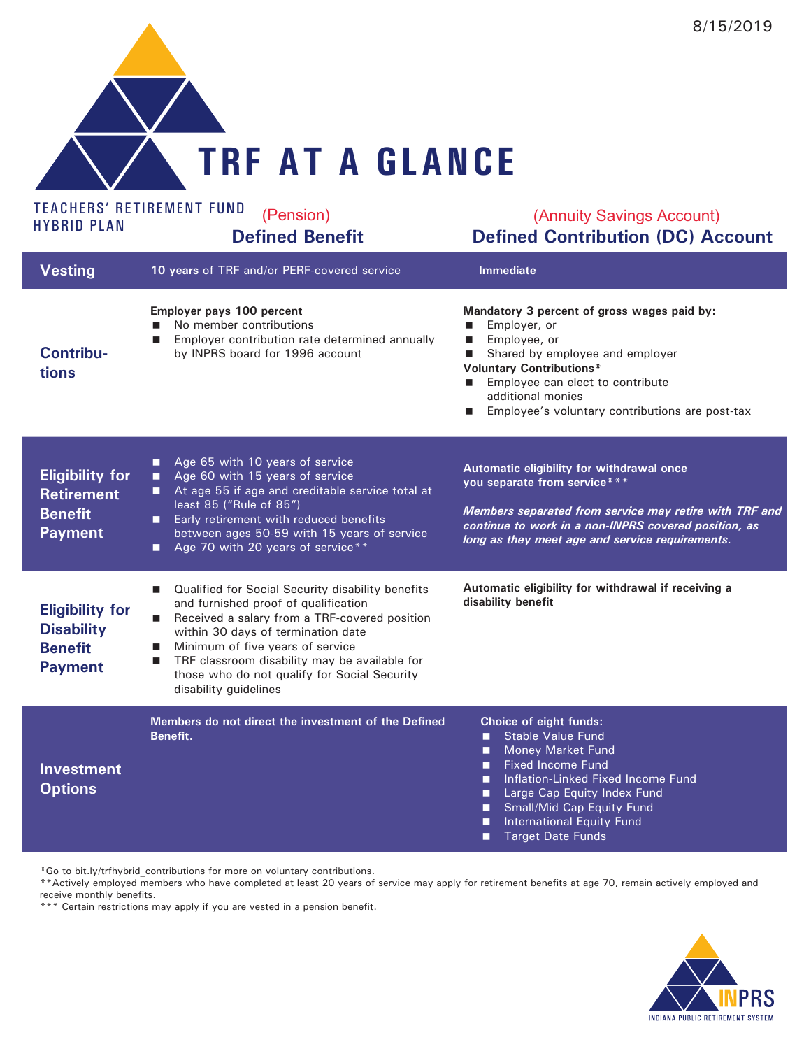8/15/2019

# TRF AT A GLANCE

TEACHERS' RETIREMENT FUND HYBRID PLAN

| | (Pension) **Defined Benefit** | (Annuity Savings Account) **Defined Contribution (DC) Account** |
|---|---|---|
| **Vesting** | **10 years** of TRF and/or PERF-covered service | **Immediate** |
| **Contributions** | **Employer pays 100 percent**<br>■ No member contributions<br>■ Employer contribution rate determined annually by INPRS board for 1996 account | **Mandatory 3 percent of gross wages paid by:**<br>■ Employer, or<br>■ Employee, or<br>■ Shared by employee and employer<br>**Voluntary Contributions***<br>■ Employee can elect to contribute additional monies<br>■ Employee's voluntary contributions are post-tax |
| **Eligibility for Retirement Benefit Payment** | ■ Age 65 with 10 years of service<br>■ Age 60 with 15 years of service<br>■ At age 55 if age and creditable service total at least 85 ("Rule of 85")<br>■ Early retirement with reduced benefits between ages 50-59 with 15 years of service<br>■ Age 70 with 20 years of service** | **Automatic eligibility for withdrawal once you separate from service*****<br><br>***Members separated from service may retire with TRF and continue to work in a non-INPRS covered position, as long as they meet age and service requirements.*** |
| **Eligibility for Disability Benefit Payment** | ■ Qualified for Social Security disability benefits and furnished proof of qualification<br>■ Received a salary from a TRF-covered position within 30 days of termination date<br>■ Minimum of five years of service<br>■ TRF classroom disability may be available for those who do not qualify for Social Security disability guidelines | **Automatic eligibility for withdrawal if receiving a disability benefit** |
| **Investment Options** | **Members do not direct the investment of the Defined Benefit.** | **Choice of eight funds:**<br>■ Stable Value Fund<br>■ Money Market Fund<br>■ Fixed Income Fund<br>■ Inflation-Linked Fixed Income Fund<br>■ Large Cap Equity Index Fund<br>■ Small/Mid Cap Equity Fund<br>■ International Equity Fund<br>■ Target Date Funds |

*Go to bit.ly/trfhybrid_contributions for more on voluntary contributions.

**Actively employed members who have completed at least 20 years of service may apply for retirement benefits at age 70, remain actively employed and receive monthly benefits.

*** Certain restrictions may apply if you are vested in a pension benefit.

INPRS
INDIANA PUBLIC RETIREMENT SYSTEM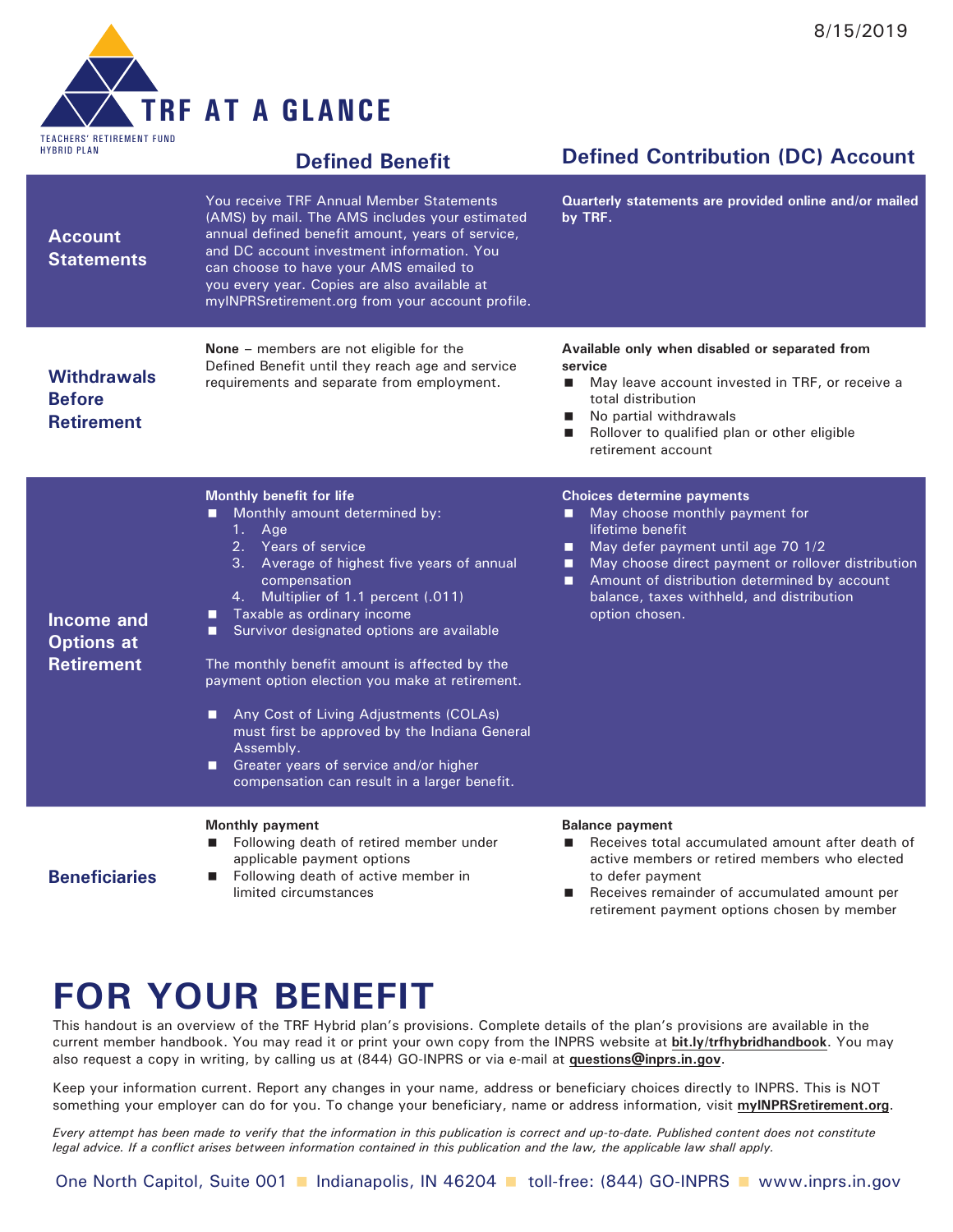8/15/2019

# TRF AT A GLANCE

TEACHERS' RETIREMENT FUND
HYBRID PLAN

| | Defined Benefit | Defined Contribution (DC) Account |
|---|---|---|
| **Account Statements** | You receive TRF Annual Member Statements (AMS) by mail. The AMS includes your estimated annual defined benefit amount, years of service, and DC account investment information. You can choose to have your AMS emailed to you every year. Copies are also available at myINPRSretirement.org from your account profile. | **Quarterly statements are provided online and/or mailed by TRF.** |
| **Withdrawals Before Retirement** | **None** – members are not eligible for the Defined Benefit until they reach age and service requirements and separate from employment. | **Available only when disabled or separated from service**<br>■ May leave account invested in TRF, or receive a total distribution<br>■ No partial withdrawals<br>■ Rollover to qualified plan or other eligible retirement account |
| **Income and Options at Retirement** | **Monthly benefit for life**<br>■ Monthly amount determined by:<br>1. Age<br>2. Years of service<br>3. Average of highest five years of annual compensation<br>4. Multiplier of 1.1 percent (.011)<br>■ Taxable as ordinary income<br>■ Survivor designated options are available<br><br>The monthly benefit amount is affected by the payment option election you make at retirement.<br><br>■ Any Cost of Living Adjustments (COLAs) must first be approved by the Indiana General Assembly.<br>■ Greater years of service and/or higher compensation can result in a larger benefit. | **Choices determine payments**<br>■ May choose monthly payment for lifetime benefit<br>■ May defer payment until age 70 1/2<br>■ May choose direct payment or rollover distribution<br>■ Amount of distribution determined by account balance, taxes withheld, and distribution option chosen. |
| **Beneficiaries** | **Monthly payment**<br>■ Following death of retired member under applicable payment options<br>■ Following death of active member in limited circumstances | **Balance payment**<br>■ Receives total accumulated amount after death of active members or retired members who elected to defer payment<br>■ Receives remainder of accumulated amount per retirement payment options chosen by member |

# FOR YOUR BENEFIT

This handout is an overview of the TRF Hybrid plan's provisions. Complete details of the plan's provisions are available in the current member handbook. You may read it or print your own copy from the INPRS website at **bit.ly/trfhybridhandbook**. You may also request a copy in writing, by calling us at (844) GO-INPRS or via e-mail at **questions@inprs.in.gov**.

Keep your information current. Report any changes in your name, address or beneficiary choices directly to INPRS. This is NOT something your employer can do for you. To change your beneficiary, name or address information, visit **myINPRSretirement.org**.

*Every attempt has been made to verify that the information in this publication is correct and up-to-date. Published content does not constitute legal advice. If a conflict arises between information contained in this publication and the law, the applicable law shall apply.*

One North Capitol, Suite 001 ■ Indianapolis, IN 46204 ■ toll-free: (844) GO-INPRS ■ www.inprs.in.gov